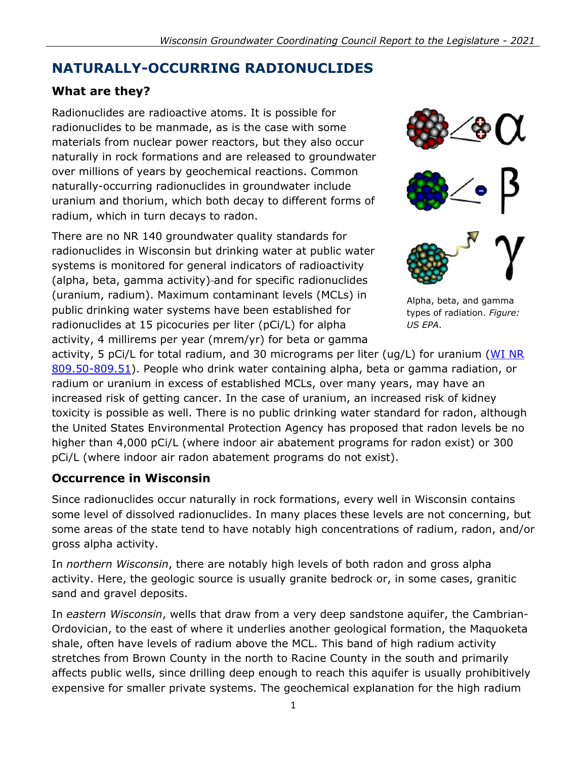# NATURALLY-OCCURRING RADIONUCLIDES

## What are they?

Radionuclides are radioactive atoms. It is possible for radionuclides to be manmade, as is the case with some materials from nuclear power reactors, but they also occur naturally in rock formations and are released to groundwater over millions of years by geochemical reactions. Common naturally-occurring radionuclides in groundwater include uranium and thorium, which both decay to different forms of radium, which in turn decays to radon.

There are no NR 140 groundwater quality standards for radionuclides in Wisconsin but drinking water at public water systems is monitored for general indicators of radioactivity (alpha, beta, gamma activity) and for specific radionuclides (uranium, radium). Maximum contaminant levels (MCLs) in public drinking water systems have been established for radionuclides at 15 picocuries per liter (pCi/L) for alpha activity, 4 millirems per year (mrem/yr) for beta or gamma activity, 5 pCi/L for total radium, and 30 micrograms per liter (ug/L) for uranium ([WI NR 809.50-809.51]()). People who drink water containing alpha, beta or gamma radiation, or radium or uranium in excess of established MCLs, over many years, may have an increased risk of getting cancer. In the case of uranium, an increased risk of kidney toxicity is possible as well. There is no public drinking water standard for radon, although the United States Environmental Protection Agency has proposed that radon levels be no higher than 4,000 pCi/L (where indoor air abatement programs for radon exist) or 300 pCi/L (where indoor air radon abatement programs do not exist).

Alpha, beta, and gamma types of radiation. *Figure: US EPA*.

## Occurrence in Wisconsin

Since radionuclides occur naturally in rock formations, every well in Wisconsin contains some level of dissolved radionuclides. In many places these levels are not concerning, but some areas of the state tend to have notably high concentrations of radium, radon, and/or gross alpha activity.

In *northern Wisconsin*, there are notably high levels of both radon and gross alpha activity. Here, the geologic source is usually granite bedrock or, in some cases, granitic sand and gravel deposits.

In *eastern Wisconsin*, wells that draw from a very deep sandstone aquifer, the Cambrian-Ordovician, to the east of where it underlies another geological formation, the Maquoketa shale, often have levels of radium above the MCL. This band of high radium activity stretches from Brown County in the north to Racine County in the south and primarily affects public wells, since drilling deep enough to reach this aquifer is usually prohibitively expensive for smaller private systems. The geochemical explanation for the high radium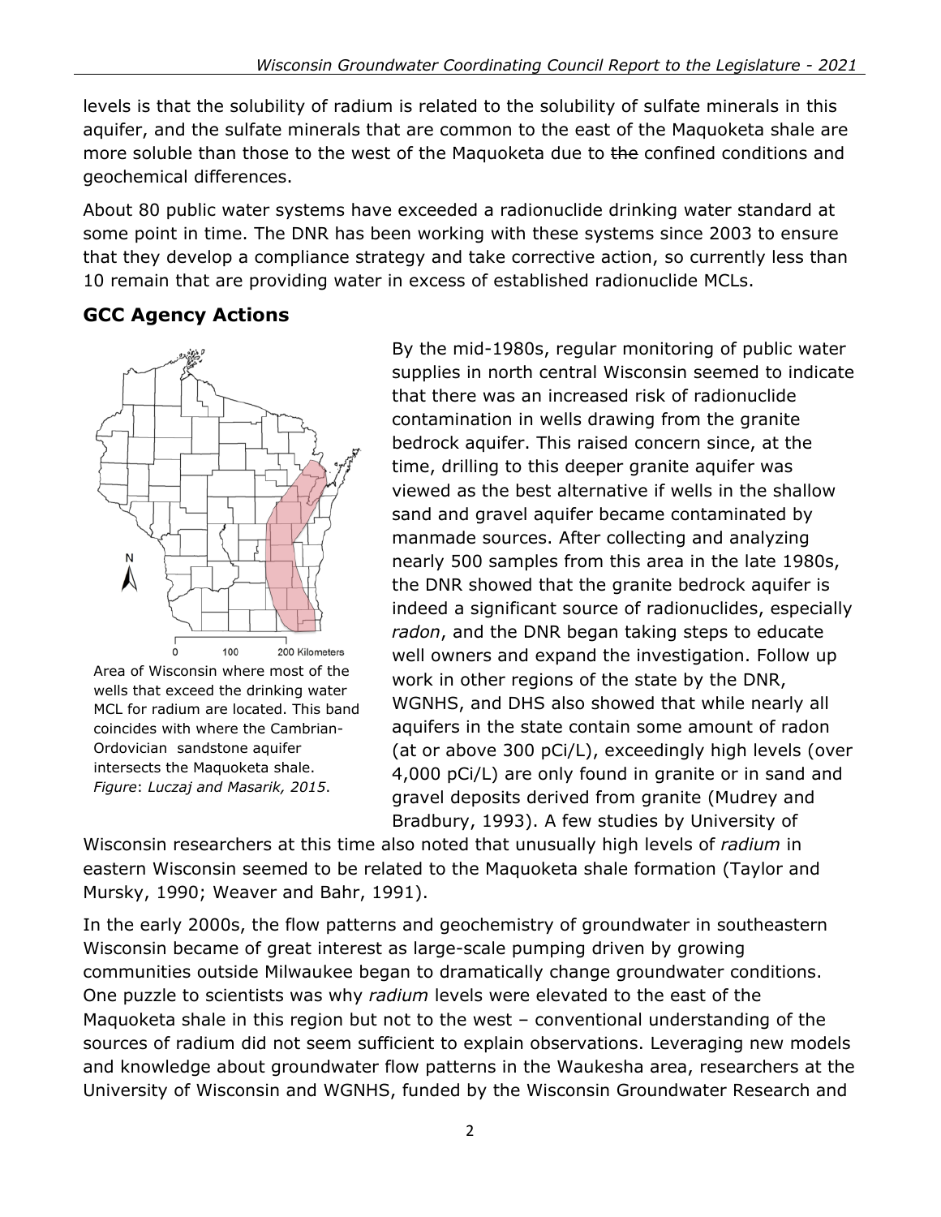levels is that the solubility of radium is related to the solubility of sulfate minerals in this aquifer, and the sulfate minerals that are common to the east of the Maquoketa shale are more soluble than those to the west of the Maquoketa due to ~~the~~ confined conditions and geochemical differences.

About 80 public water systems have exceeded a radionuclide drinking water standard at some point in time. The DNR has been working with these systems since 2003 to ensure that they develop a compliance strategy and take corrective action, so currently less than 10 remain that are providing water in excess of established radionuclide MCLs.

## GCC Agency Actions

N

0 100 200 Kilometers

Area of Wisconsin where most of the wells that exceed the drinking water MCL for radium are located. This band coincides with where the Cambrian-Ordovician sandstone aquifer intersects the Maquoketa shale. *Figure*: *Luczaj and Masarik, 2015*.

By the mid-1980s, regular monitoring of public water supplies in north central Wisconsin seemed to indicate that there was an increased risk of radionuclide contamination in wells drawing from the granite bedrock aquifer. This raised concern since, at the time, drilling to this deeper granite aquifer was viewed as the best alternative if wells in the shallow sand and gravel aquifer became contaminated by manmade sources. After collecting and analyzing nearly 500 samples from this area in the late 1980s, the DNR showed that the granite bedrock aquifer is indeed a significant source of radionuclides, especially *radon*, and the DNR began taking steps to educate well owners and expand the investigation. Follow up work in other regions of the state by the DNR, WGNHS, and DHS also showed that while nearly all aquifers in the state contain some amount of radon (at or above 300 pCi/L), exceedingly high levels (over 4,000 pCi/L) are only found in granite or in sand and gravel deposits derived from granite (Mudrey and Bradbury, 1993). A few studies by University of Wisconsin researchers at this time also noted that unusually high levels of *radium* in eastern Wisconsin seemed to be related to the Maquoketa shale formation (Taylor and Mursky, 1990; Weaver and Bahr, 1991).

In the early 2000s, the flow patterns and geochemistry of groundwater in southeastern Wisconsin became of great interest as large-scale pumping driven by growing communities outside Milwaukee began to dramatically change groundwater conditions. One puzzle to scientists was why *radium* levels were elevated to the east of the Maquoketa shale in this region but not to the west – conventional understanding of the sources of radium did not seem sufficient to explain observations. Leveraging new models and knowledge about groundwater flow patterns in the Waukesha area, researchers at the University of Wisconsin and WGNHS, funded by the Wisconsin Groundwater Research and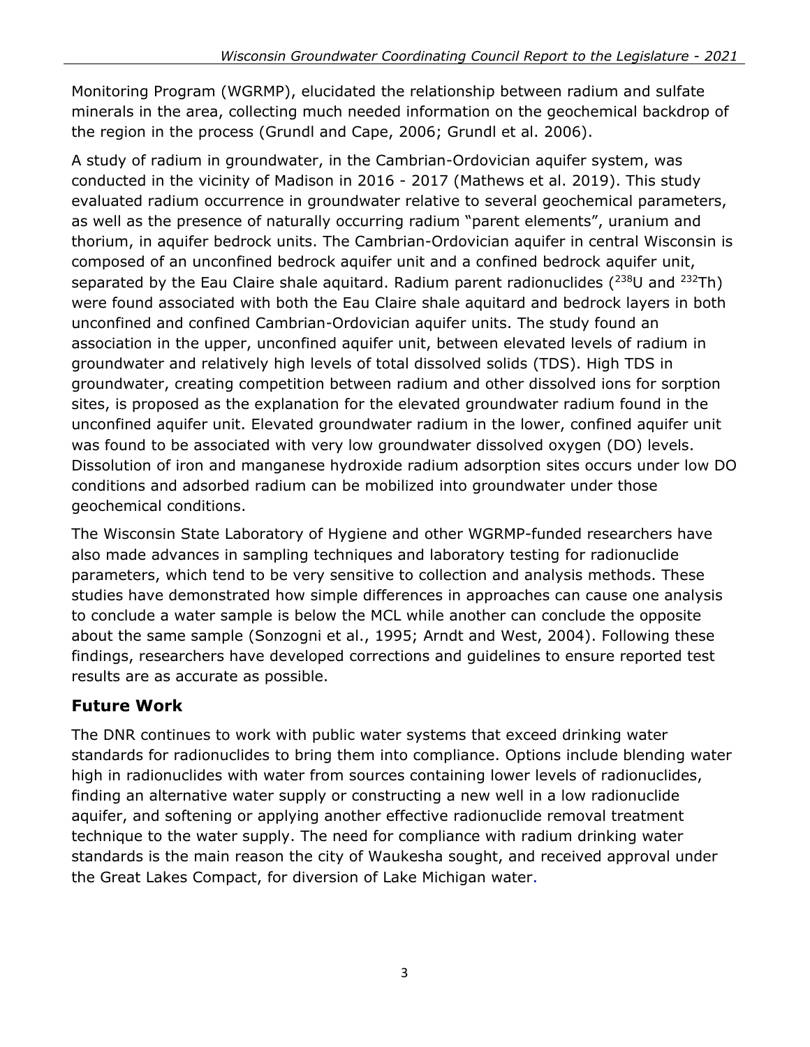Monitoring Program (WGRMP), elucidated the relationship between radium and sulfate minerals in the area, collecting much needed information on the geochemical backdrop of the region in the process (Grundl and Cape, 2006; Grundl et al. 2006).

A study of radium in groundwater, in the Cambrian-Ordovician aquifer system, was conducted in the vicinity of Madison in 2016 - 2017 (Mathews et al. 2019). This study evaluated radium occurrence in groundwater relative to several geochemical parameters, as well as the presence of naturally occurring radium "parent elements", uranium and thorium, in aquifer bedrock units. The Cambrian-Ordovician aquifer in central Wisconsin is composed of an unconfined bedrock aquifer unit and a confined bedrock aquifer unit, separated by the Eau Claire shale aquitard. Radium parent radionuclides ($^{238}U$ and $^{232}Th$) were found associated with both the Eau Claire shale aquitard and bedrock layers in both unconfined and confined Cambrian-Ordovician aquifer units. The study found an association in the upper, unconfined aquifer unit, between elevated levels of radium in groundwater and relatively high levels of total dissolved solids (TDS). High TDS in groundwater, creating competition between radium and other dissolved ions for sorption sites, is proposed as the explanation for the elevated groundwater radium found in the unconfined aquifer unit. Elevated groundwater radium in the lower, confined aquifer unit was found to be associated with very low groundwater dissolved oxygen (DO) levels. Dissolution of iron and manganese hydroxide radium adsorption sites occurs under low DO conditions and adsorbed radium can be mobilized into groundwater under those geochemical conditions.

The Wisconsin State Laboratory of Hygiene and other WGRMP-funded researchers have also made advances in sampling techniques and laboratory testing for radionuclide parameters, which tend to be very sensitive to collection and analysis methods. These studies have demonstrated how simple differences in approaches can cause one analysis to conclude a water sample is below the MCL while another can conclude the opposite about the same sample (Sonzogni et al., 1995; Arndt and West, 2004). Following these findings, researchers have developed corrections and guidelines to ensure reported test results are as accurate as possible.

## Future Work

The DNR continues to work with public water systems that exceed drinking water standards for radionuclides to bring them into compliance. Options include blending water high in radionuclides with water from sources containing lower levels of radionuclides, finding an alternative water supply or constructing a new well in a low radionuclide aquifer, and softening or applying another effective radionuclide removal treatment technique to the water supply. The need for compliance with radium drinking water standards is the main reason the city of Waukesha sought, and received approval under the Great Lakes Compact, for diversion of Lake Michigan water.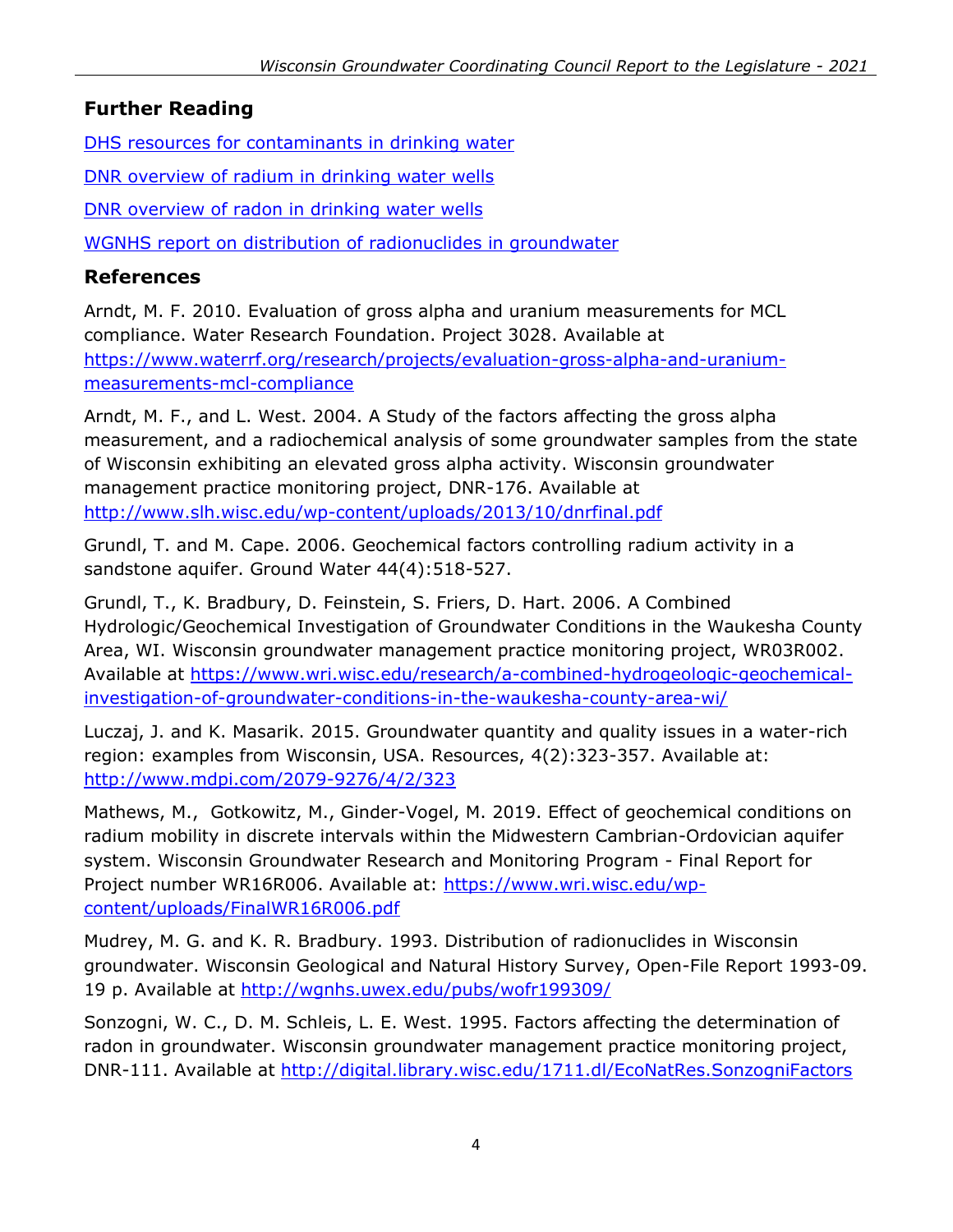## Further Reading

[DHS resources for contaminants in drinking water]

[DNR overview of radium in drinking water wells]

[DNR overview of radon in drinking water wells]

[WGNHS report on distribution of radionuclides in groundwater]

## References

Arndt, M. F. 2010. Evaluation of gross alpha and uranium measurements for MCL compliance. Water Research Foundation. Project 3028. Available at https://www.waterrf.org/research/projects/evaluation-gross-alpha-and-uranium-measurements-mcl-compliance

Arndt, M. F., and L. West. 2004. A Study of the factors affecting the gross alpha measurement, and a radiochemical analysis of some groundwater samples from the state of Wisconsin exhibiting an elevated gross alpha activity. Wisconsin groundwater management practice monitoring project, DNR-176. Available at http://www.slh.wisc.edu/wp-content/uploads/2013/10/dnrfinal.pdf

Grundl, T. and M. Cape. 2006. Geochemical factors controlling radium activity in a sandstone aquifer. Ground Water 44(4):518-527.

Grundl, T., K. Bradbury, D. Feinstein, S. Friers, D. Hart. 2006. A Combined Hydrologic/Geochemical Investigation of Groundwater Conditions in the Waukesha County Area, WI. Wisconsin groundwater management practice monitoring project, WR03R002. Available at https://www.wri.wisc.edu/research/a-combined-hydrogeologic-geochemical-investigation-of-groundwater-conditions-in-the-waukesha-county-area-wi/

Luczaj, J. and K. Masarik. 2015. Groundwater quantity and quality issues in a water-rich region: examples from Wisconsin, USA. Resources, 4(2):323-357. Available at: http://www.mdpi.com/2079-9276/4/2/323

Mathews, M., Gotkowitz, M., Ginder-Vogel, M. 2019. Effect of geochemical conditions on radium mobility in discrete intervals within the Midwestern Cambrian-Ordovician aquifer system. Wisconsin Groundwater Research and Monitoring Program - Final Report for Project number WR16R006. Available at: https://www.wri.wisc.edu/wp-content/uploads/FinalWR16R006.pdf

Mudrey, M. G. and K. R. Bradbury. 1993. Distribution of radionuclides in Wisconsin groundwater. Wisconsin Geological and Natural History Survey, Open-File Report 1993-09. 19 p. Available at http://wgnhs.uwex.edu/pubs/wofr199309/

Sonzogni, W. C., D. M. Schleis, L. E. West. 1995. Factors affecting the determination of radon in groundwater. Wisconsin groundwater management practice monitoring project, DNR-111. Available at http://digital.library.wisc.edu/1711.dl/EcoNatRes.SonzogniFactors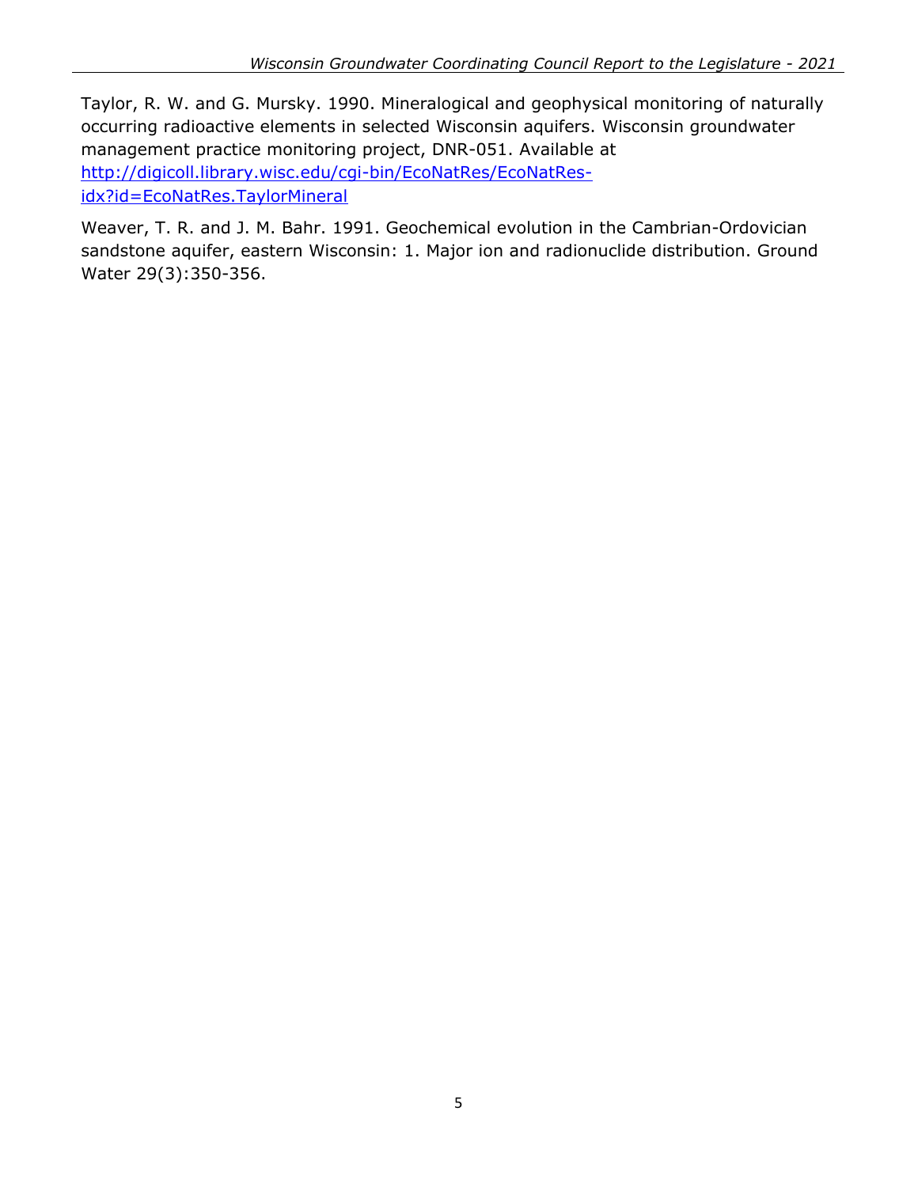Taylor, R. W. and G. Mursky. 1990. Mineralogical and geophysical monitoring of naturally occurring radioactive elements in selected Wisconsin aquifers. Wisconsin groundwater management practice monitoring project, DNR-051. Available at [http://digicoll.library.wisc.edu/cgi-bin/EcoNatRes/EcoNatRes-idx?id=EcoNatRes.TaylorMineral](http://digicoll.library.wisc.edu/cgi-bin/EcoNatRes/EcoNatRes-idx?id=EcoNatRes.TaylorMineral)

Weaver, T. R. and J. M. Bahr. 1991. Geochemical evolution in the Cambrian-Ordovician sandstone aquifer, eastern Wisconsin: 1. Major ion and radionuclide distribution. Ground Water 29(3):350-356.